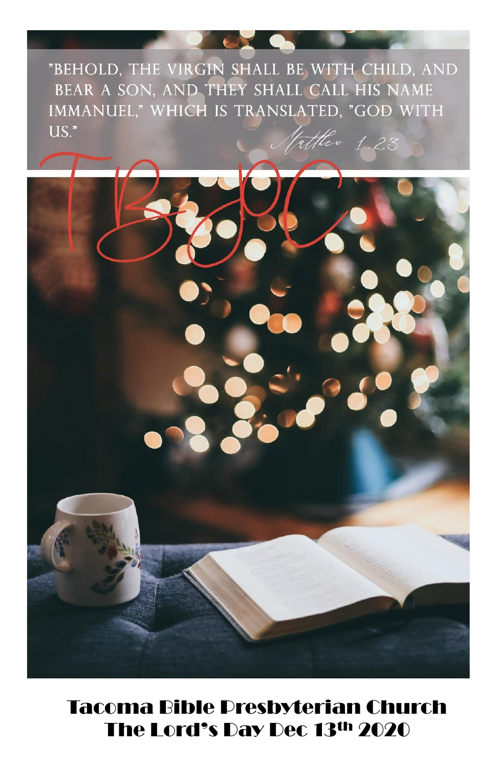"BEHOLD, THE VIRGIN SHALL BE WITH CHILD, AND BEAR A SON, AND THEY SHALL CALL HIS NAME IMMANUEL," WHICH IS TRANSLATED, "GOD WITH US."

*Matthew 1:23*

TBPC

# Tacoma Bible Presbyterian Church

## The Lord's Day Dec 13th 2020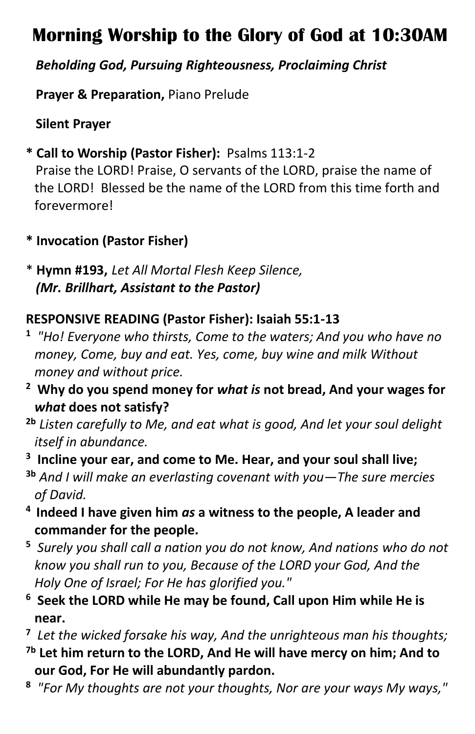# Morning Worship to the Glory of God at 10:30AM

***Beholding God, Pursuing Righteousness, Proclaiming Christ***

**Prayer & Preparation,** Piano Prelude

**Silent Prayer**

**\* Call to Worship (Pastor Fisher):** Psalms 113:1-2
Praise the LORD! Praise, O servants of the LORD, praise the name of the LORD! Blessed be the name of the LORD from this time forth and forevermore!

**\* Invocation (Pastor Fisher)**

\* **Hymn #193,** *Let All Mortal Flesh Keep Silence,*
***(Mr. Brillhart, Assistant to the Pastor)***

**RESPONSIVE READING (Pastor Fisher): Isaiah 55:1-13**

1 *"Ho! Everyone who thirsts, Come to the waters; And you who have no money, Come, buy and eat. Yes, come, buy wine and milk Without money and without price.*

2 **Why do you spend money for *what is* not bread, And your wages for *what* does not satisfy?**

2b *Listen carefully to Me, and eat what is good, And let your soul delight itself in abundance.*

3 **Incline your ear, and come to Me. Hear, and your soul shall live;**

3b *And I will make an everlasting covenant with you—The sure mercies of David.*

4 **Indeed I have given him *as* a witness to the people, A leader and commander for the people.**

5 *Surely you shall call a nation you do not know, And nations who do not know you shall run to you, Because of the LORD your God, And the Holy One of Israel; For He has glorified you."*

6 **Seek the LORD while He may be found, Call upon Him while He is near.**

7 *Let the wicked forsake his way, And the unrighteous man his thoughts;*

7b **Let him return to the LORD, And He will have mercy on him; And to our God, For He will abundantly pardon.**

8 *"For My thoughts are not your thoughts, Nor are your ways My ways,"*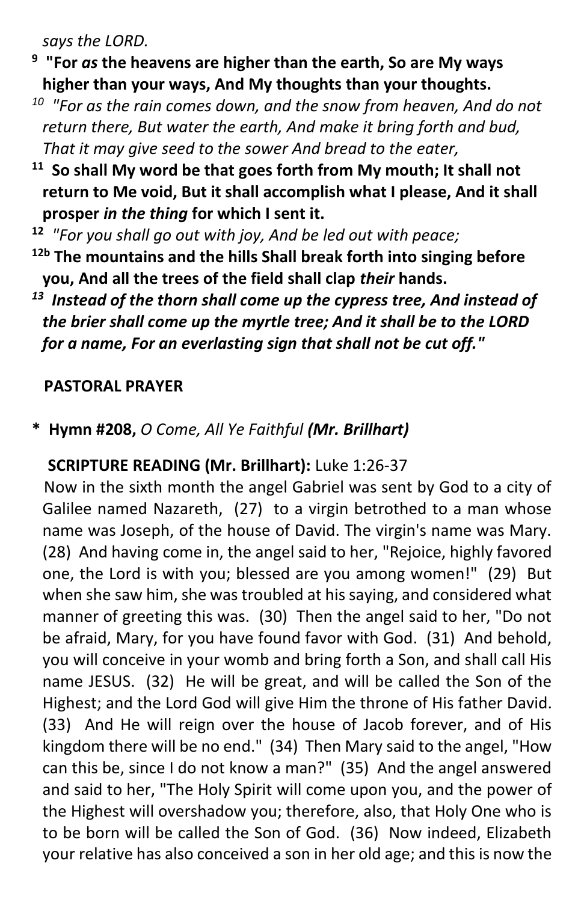*says the LORD.*

**9 "For *as* the heavens are higher than the earth, So are My ways higher than your ways, And My thoughts than your thoughts.**

*10 "For as the rain comes down, and the snow from heaven, And do not return there, But water the earth, And make it bring forth and bud, That it may give seed to the sower And bread to the eater,*

**11 So shall My word be that goes forth from My mouth; It shall not return to Me void, But it shall accomplish what I please, And it shall prosper *in the thing* for which I sent it.**

**12** *"For you shall go out with joy, And be led out with peace;*

**12b The mountains and the hills Shall break forth into singing before you, And all the trees of the field shall clap *their* hands.**

***13 Instead of the thorn shall come up the cypress tree, And instead of the brier shall come up the myrtle tree; And it shall be to the LORD for a name, For an everlasting sign that shall not be cut off."***

**PASTORAL PRAYER**

**\* Hymn #208,** *O Come, All Ye Faithful* ***(Mr. Brillhart)***

**SCRIPTURE READING (Mr. Brillhart):** Luke 1:26-37

Now in the sixth month the angel Gabriel was sent by God to a city of Galilee named Nazareth, (27) to a virgin betrothed to a man whose name was Joseph, of the house of David. The virgin's name was Mary. (28) And having come in, the angel said to her, "Rejoice, highly favored one, the Lord is with you; blessed are you among women!" (29) But when she saw him, she was troubled at his saying, and considered what manner of greeting this was. (30) Then the angel said to her, "Do not be afraid, Mary, for you have found favor with God. (31) And behold, you will conceive in your womb and bring forth a Son, and shall call His name JESUS. (32) He will be great, and will be called the Son of the Highest; and the Lord God will give Him the throne of His father David. (33) And He will reign over the house of Jacob forever, and of His kingdom there will be no end." (34) Then Mary said to the angel, "How can this be, since I do not know a man?" (35) And the angel answered and said to her, "The Holy Spirit will come upon you, and the power of the Highest will overshadow you; therefore, also, that Holy One who is to be born will be called the Son of God. (36) Now indeed, Elizabeth your relative has also conceived a son in her old age; and this is now the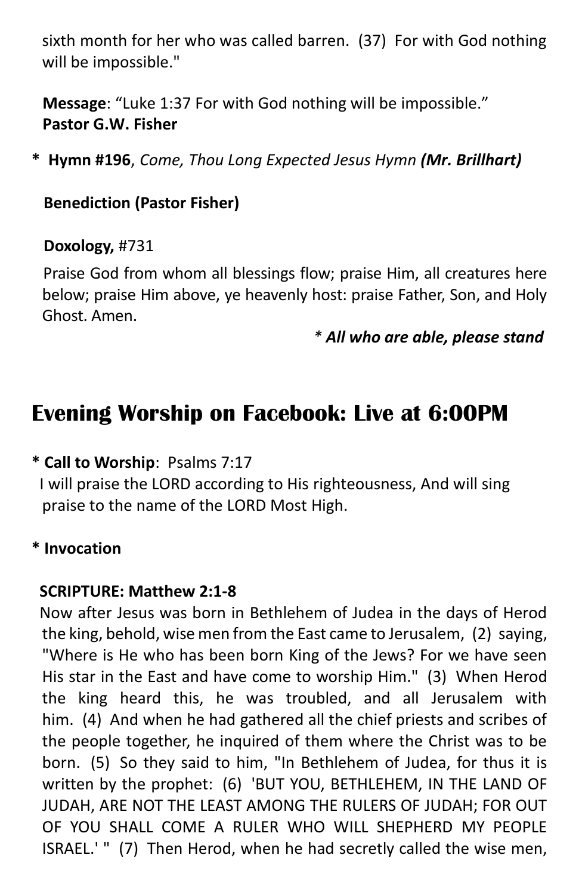sixth month for her who was called barren. (37) For with God nothing will be impossible."

**Message**: "Luke 1:37 For with God nothing will be impossible."
**Pastor G.W. Fisher**

\* **Hymn #196**, *Come, Thou Long Expected Jesus Hymn* ***(Mr. Brillhart)***

**Benediction (Pastor Fisher)**

**Doxology,** #731

Praise God from whom all blessings flow; praise Him, all creatures here below; praise Him above, ye heavenly host: praise Father, Son, and Holy Ghost. Amen.

*\* **All who are able, please stand***

## Evening Worship on Facebook: Live at 6:00PM

**\* Call to Worship**: Psalms 7:17
I will praise the LORD according to His righteousness, And will sing praise to the name of the LORD Most High.

**\* Invocation**

**SCRIPTURE: Matthew 2:1-8**
Now after Jesus was born in Bethlehem of Judea in the days of Herod the king, behold, wise men from the East came to Jerusalem, (2) saying, "Where is He who has been born King of the Jews? For we have seen His star in the East and have come to worship Him." (3) When Herod the king heard this, he was troubled, and all Jerusalem with him. (4) And when he had gathered all the chief priests and scribes of the people together, he inquired of them where the Christ was to be born. (5) So they said to him, "In Bethlehem of Judea, for thus it is written by the prophet: (6) 'BUT YOU, BETHLEHEM, IN THE LAND OF JUDAH, ARE NOT THE LEAST AMONG THE RULERS OF JUDAH; FOR OUT OF YOU SHALL COME A RULER WHO WILL SHEPHERD MY PEOPLE ISRAEL.' " (7) Then Herod, when he had secretly called the wise men,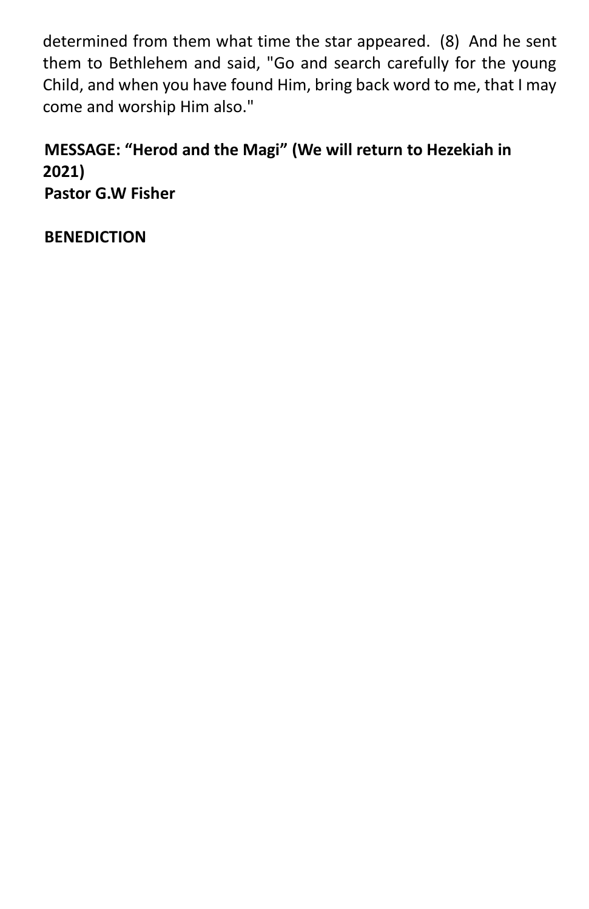determined from them what time the star appeared. (8) And he sent them to Bethlehem and said, "Go and search carefully for the young Child, and when you have found Him, bring back word to me, that I may come and worship Him also."

**MESSAGE: "Herod and the Magi" (We will return to Hezekiah in 2021)**
**Pastor G.W Fisher**

**BENEDICTION**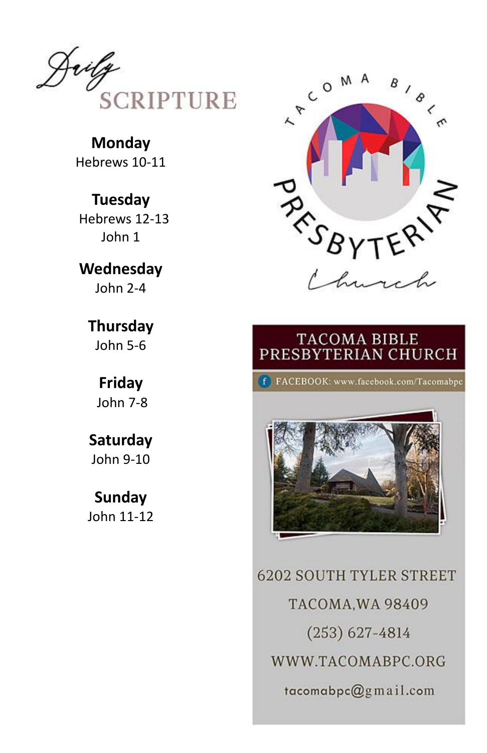# *Daily* SCRIPTURE

**Monday**
Hebrews 10-11

**Tuesday**
Hebrews 12-13
John 1

**Wednesday**
John 2-4

**Thursday**
John 5-6

**Friday**
John 7-8

**Saturday**
John 9-10

**Sunday**
John 11-12

TACOMA BIBLE PRESBYTERIAN *Church*

## TACOMA BIBLE PRESBYTERIAN CHURCH

FACEBOOK: www.facebook.com/Tacomabpc

6202 SOUTH TYLER STREET

TACOMA,WA 98409

(253) 627-4814

WWW.TACOMABPC.ORG

tacomabpc@gmail.com